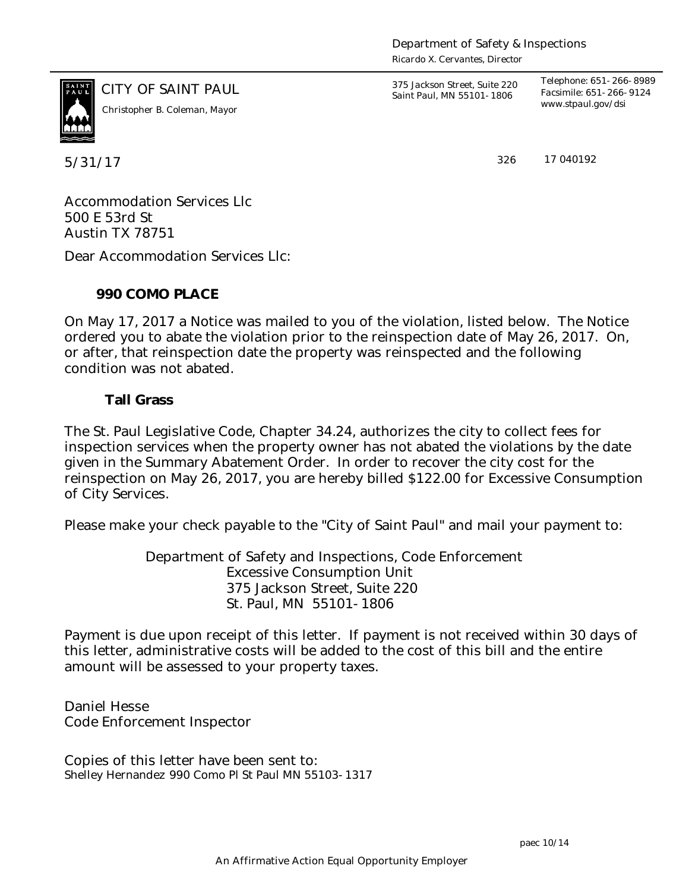Department of Safety & Inspections
*Ricardo X. Cervantes, Director*

CITY OF SAINT PAUL
*Christopher B. Coleman, Mayor*

375 Jackson Street, Suite 220
Saint Paul, MN 55101-1806

Telephone: 651-266-8989
Facsimile: 651-266-9124
www.stpaul.gov/dsi

5/31/17

326 17 040192

Accommodation Services Llc
500 E 53rd St
Austin TX 78751

Dear Accommodation Services Llc:

**990 COMO PLACE**

On May 17, 2017 a Notice was mailed to you of the violation, listed below. The Notice ordered you to abate the violation prior to the reinspection date of May 26, 2017. On, or after, that reinspection date the property was reinspected and the following condition was not abated.

**Tall Grass**

The St. Paul Legislative Code, Chapter 34.24, authorizes the city to collect fees for inspection services when the property owner has not abated the violations by the date given in the Summary Abatement Order. In order to recover the city cost for the reinspection on May 26, 2017, you are hereby billed $122.00 for Excessive Consumption of City Services.

Please make your check payable to the "City of Saint Paul" and mail your payment to:

Department of Safety and Inspections, Code Enforcement
Excessive Consumption Unit
375 Jackson Street, Suite 220
St. Paul, MN 55101-1806

Payment is due upon receipt of this letter. If payment is not received within 30 days of this letter, administrative costs will be added to the cost of this bill and the entire amount will be assessed to your property taxes.

Daniel Hesse
Code Enforcement Inspector

Copies of this letter have been sent to:
Shelley Hernandez 990 Como Pl St Paul MN 55103-1317

paec 10/14

An Affirmative Action Equal Opportunity Employer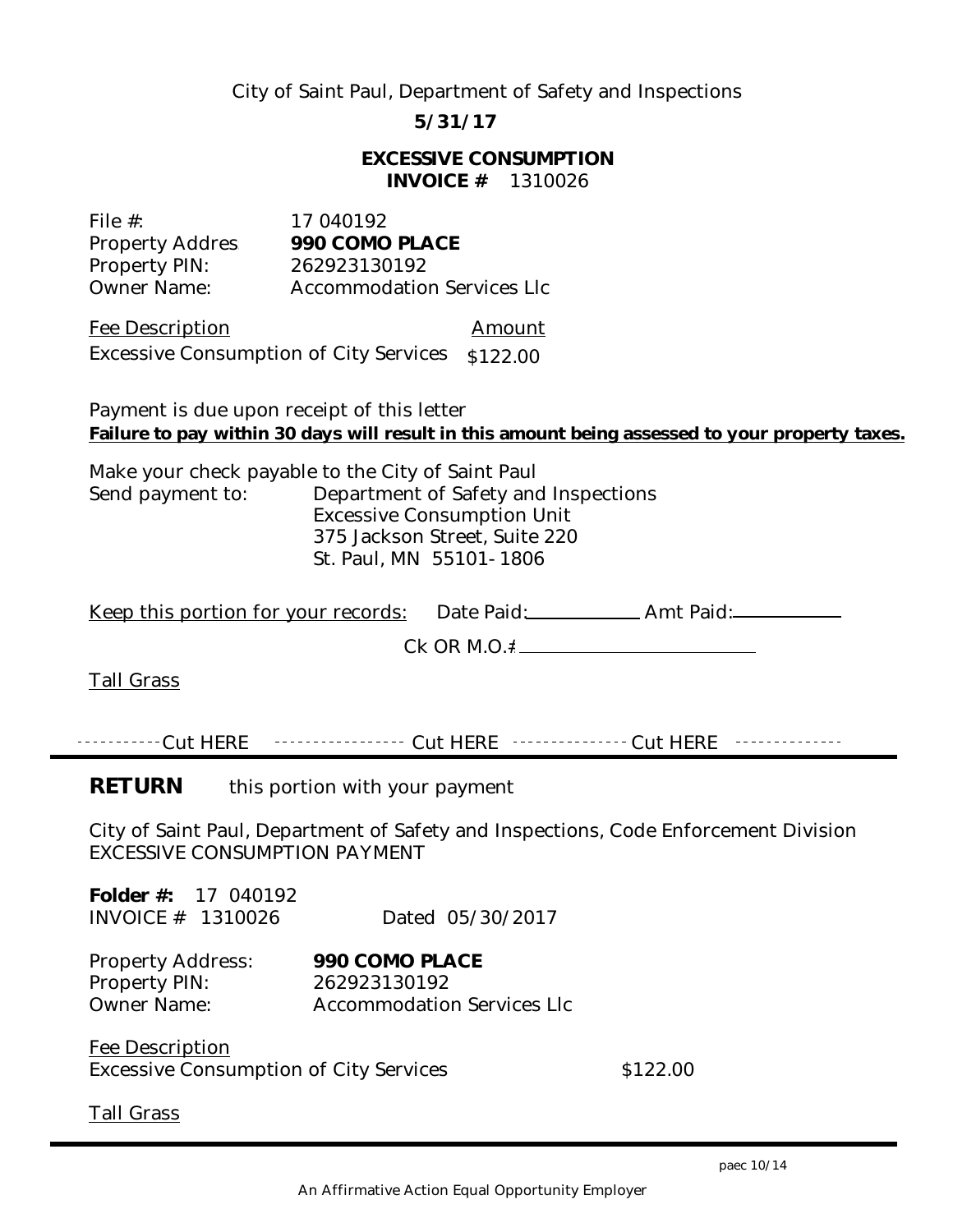City of Saint Paul, Department of Safety and Inspections

**5/31/17**

**EXCESSIVE CONSUMPTION**
**INVOICE #** 1310026

| | |
|---|---|
| File #: | 17 040192 |
| Property Addres | **990 COMO PLACE** |
| Property PIN: | 262923130192 |
| Owner Name: | Accommodation Services Llc |

| Fee Description | Amount |
|---|---|
| Excessive Consumption of City Services | $122.00 |

Payment is due upon receipt of this letter
**Failure to pay within 30 days will result in this amount being assessed to your property taxes.**

Make your check payable to the City of Saint Paul
Send payment to: Department of Safety and Inspections
Excessive Consumption Unit
375 Jackson Street, Suite 220
St. Paul, MN 55101-1806

Keep this portion for your records: Date Paid:____________ Amt Paid:____________

Ck OR M.O.#________________________

Tall Grass

-----------Cut HERE ----------------- Cut HERE --------------- Cut HERE --------------

**RETURN** this portion with your payment

City of Saint Paul, Department of Safety and Inspections, Code Enforcement Division
EXCESSIVE CONSUMPTION PAYMENT

**Folder #:** 17 040192
INVOICE # 1310026 Dated 05/30/2017

| | |
|---|---|
| Property Address: | **990 COMO PLACE** |
| Property PIN: | 262923130192 |
| Owner Name: | Accommodation Services Llc |

| Fee Description | |
|---|---|
| Excessive Consumption of City Services | $122.00 |

Tall Grass

paec 10/14

An Affirmative Action Equal Opportunity Employer